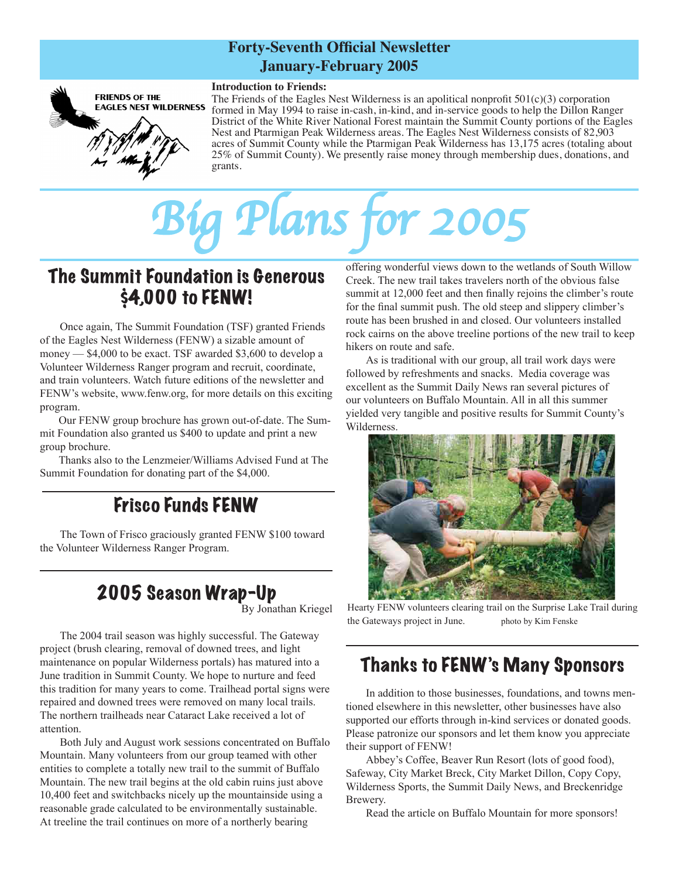**Forty-Seventh Official Newsletter**
**January-February 2005**

FRIENDS OF THE EAGLES NEST WILDERNESS

**Introduction to Friends:**
The Friends of the Eagles Nest Wilderness is an apolitical nonprofit 501(c)(3) corporation formed in May 1994 to raise in-cash, in-kind, and in-service goods to help the Dillon Ranger District of the White River National Forest maintain the Summit County portions of the Eagles Nest and Ptarmigan Peak Wilderness areas. The Eagles Nest Wilderness consists of 82,903 acres of Summit County while the Ptarmigan Peak Wilderness has 13,175 acres (totaling about 25% of Summit County). We presently raise money through membership dues, donations, and grants.

# Big Plans for 2005

## The Summit Foundation is Generous $4,000 to FENW!

Once again, The Summit Foundation (TSF) granted Friends of the Eagles Nest Wilderness (FENW) a sizable amount of money — $4,000 to be exact. TSF awarded $3,600 to develop a Volunteer Wilderness Ranger program and recruit, coordinate, and train volunteers. Watch future editions of the newsletter and FENW's website, www.fenw.org, for more details on this exciting program.

Our FENW group brochure has grown out-of-date. The Summit Foundation also granted us $400 to update and print a new group brochure.

Thanks also to the Lenzmeier/Williams Advised Fund at The Summit Foundation for donating part of the $4,000.

## Frisco Funds FENW

The Town of Frisco graciously granted FENW $100 toward the Volunteer Wilderness Ranger Program.

## 2005 Season Wrap-Up

By Jonathan Kriegel

The 2004 trail season was highly successful. The Gateway project (brush clearing, removal of downed trees, and light maintenance on popular Wilderness portals) has matured into a June tradition in Summit County. We hope to nurture and feed this tradition for many years to come. Trailhead portal signs were repaired and downed trees were removed on many local trails. The northern trailheads near Cataract Lake received a lot of attention.

Both July and August work sessions concentrated on Buffalo Mountain. Many volunteers from our group teamed with other entities to complete a totally new trail to the summit of Buffalo Mountain. The new trail begins at the old cabin ruins just above 10,400 feet and switchbacks nicely up the mountainside using a reasonable grade calculated to be environmentally sustainable. At treeline the trail continues on more of a northerly bearing offering wonderful views down to the wetlands of South Willow Creek. The new trail takes travelers north of the obvious false summit at 12,000 feet and then finally rejoins the climber's route for the final summit push. The old steep and slippery climber's route has been brushed in and closed. Our volunteers installed rock cairns on the above treeline portions of the new trail to keep hikers on route and safe.

As is traditional with our group, all trail work days were followed by refreshments and snacks. Media coverage was excellent as the Summit Daily News ran several pictures of our volunteers on Buffalo Mountain. All in all this summer yielded very tangible and positive results for Summit County's Wilderness.

Hearty FENW volunteers clearing trail on the Surprise Lake Trail during the Gateways project in June. photo by Kim Fenske

## Thanks to FENW's Many Sponsors

In addition to those businesses, foundations, and towns mentioned elsewhere in this newsletter, other businesses have also supported our efforts through in-kind services or donated goods. Please patronize our sponsors and let them know you appreciate their support of FENW!

Abbey's Coffee, Beaver Run Resort (lots of good food), Safeway, City Market Breck, City Market Dillon, Copy Copy, Wilderness Sports, the Summit Daily News, and Breckenridge Brewery.

Read the article on Buffalo Mountain for more sponsors!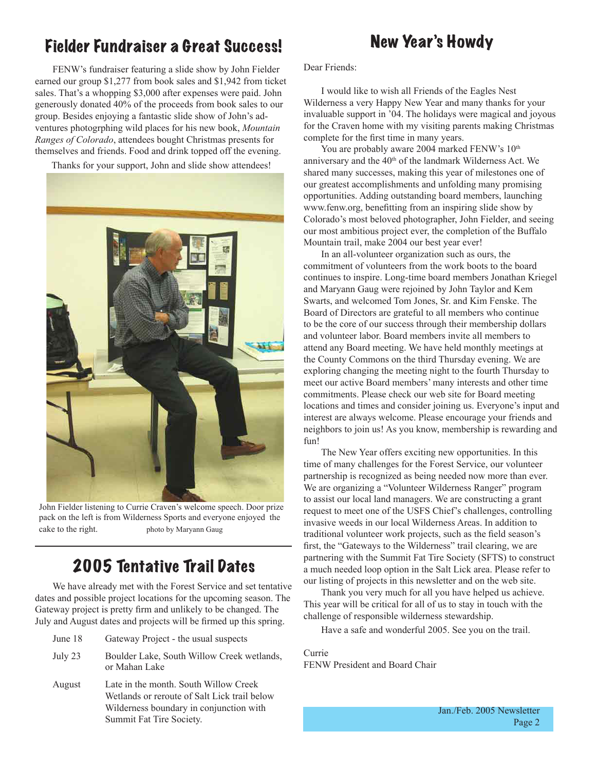# Fielder Fundraiser a Great Success!

FENW's fundraiser featuring a slide show by John Fielder earned our group $1,277 from book sales and $1,942 from ticket sales. That's a whopping $3,000 after expenses were paid. John generously donated 40% of the proceeds from book sales to our group. Besides enjoying a fantastic slide show of John's adventures photogrphing wild places for his new book, *Mountain Ranges of Colorado*, attendees bought Christmas presents for themselves and friends. Food and drink topped off the evening.

Thanks for your support, John and slide show attendees!

John Fielder listening to Currie Craven's welcome speech. Door prize pack on the left is from Wilderness Sports and everyone enjoyed the cake to the right. photo by Maryann Gaug

# 2005 Tentative Trail Dates

We have already met with the Forest Service and set tentative dates and possible project locations for the upcoming season. The Gateway project is pretty firm and unlikely to be changed. The July and August dates and projects will be firmed up this spring.

| | |
|---|---|
| June 18 | Gateway Project - the usual suspects |
| July 23 | Boulder Lake, South Willow Creek wetlands, or Mahan Lake |
| August | Late in the month. South Willow Creek Wetlands or reroute of Salt Lick trail below Wilderness boundary in conjunction with Summit Fat Tire Society. |

# New Year's Howdy

Dear Friends:

I would like to wish all Friends of the Eagles Nest Wilderness a very Happy New Year and many thanks for your invaluable support in '04. The holidays were magical and joyous for the Craven home with my visiting parents making Christmas complete for the first time in many years.

You are probably aware 2004 marked FENW's 10th anniversary and the 40th of the landmark Wilderness Act. We shared many successes, making this year of milestones one of our greatest accomplishments and unfolding many promising opportunities. Adding outstanding board members, launching www.fenw.org, benefitting from an inspiring slide show by Colorado's most beloved photographer, John Fielder, and seeing our most ambitious project ever, the completion of the Buffalo Mountain trail, make 2004 our best year ever!

In an all-volunteer organization such as ours, the commitment of volunteers from the work boots to the board continues to inspire. Long-time board members Jonathan Kriegel and Maryann Gaug were rejoined by John Taylor and Kem Swarts, and welcomed Tom Jones, Sr. and Kim Fenske. The Board of Directors are grateful to all members who continue to be the core of our success through their membership dollars and volunteer labor. Board members invite all members to attend any Board meeting. We have held monthly meetings at the County Commons on the third Thursday evening. We are exploring changing the meeting night to the fourth Thursday to meet our active Board members' many interests and other time commitments. Please check our web site for Board meeting locations and times and consider joining us. Everyone's input and interest are always welcome. Please encourage your friends and neighbors to join us! As you know, membership is rewarding and fun!

The New Year offers exciting new opportunities. In this time of many challenges for the Forest Service, our volunteer partnership is recognized as being needed now more than ever. We are organizing a "Volunteer Wilderness Ranger" program to assist our local land managers. We are constructing a grant request to meet one of the USFS Chief's challenges, controlling invasive weeds in our local Wilderness Areas. In addition to traditional volunteer work projects, such as the field season's first, the "Gateways to the Wilderness" trail clearing, we are partnering with the Summit Fat Tire Society (SFTS) to construct a much needed loop option in the Salt Lick area. Please refer to our listing of projects in this newsletter and on the web site.

Thank you very much for all you have helped us achieve. This year will be critical for all of us to stay in touch with the challenge of responsible wilderness stewardship.

Have a safe and wonderful 2005. See you on the trail.

Currie
FENW President and Board Chair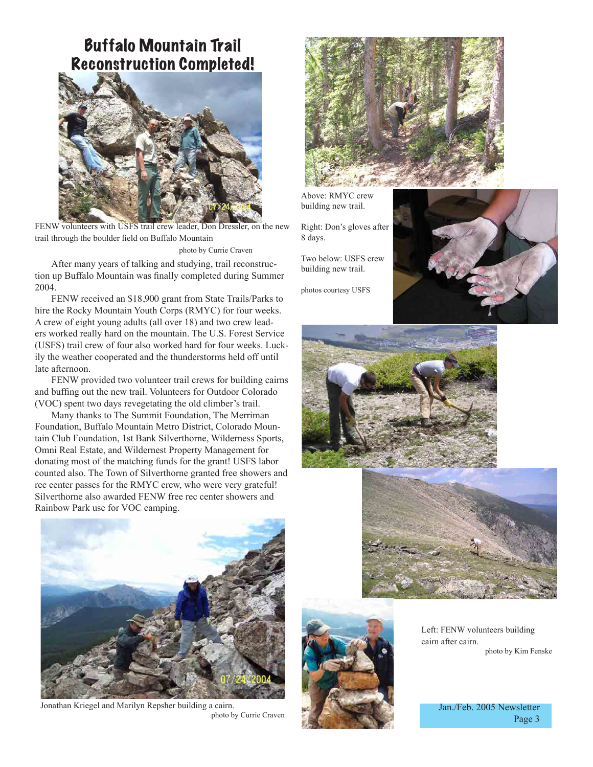# Buffalo Mountain Trail Reconstruction Completed!

FENW volunteers with USFS trail crew leader, Don Dressler, on the new trail through the boulder field on Buffalo Mountain

photo by Currie Craven

After many years of talking and studying, trail reconstruction up Buffalo Mountain was finally completed during Summer 2004.

FENW received an $18,900 grant from State Trails/Parks to hire the Rocky Mountain Youth Corps (RMYC) for four weeks. A crew of eight young adults (all over 18) and two crew leaders worked really hard on the mountain. The U.S. Forest Service (USFS) trail crew of four also worked hard for four weeks. Luckily the weather cooperated and the thunderstorms held off until late afternoon.

FENW provided two volunteer trail crews for building cairns and buffing out the new trail. Volunteers for Outdoor Colorado (VOC) spent two days revegetating the old climber's trail.

Many thanks to The Summit Foundation, The Merriman Foundation, Buffalo Mountain Metro District, Colorado Mountain Club Foundation, 1st Bank Silverthorne, Wilderness Sports, Omni Real Estate, and Wildernest Property Management for donating most of the matching funds for the grant! USFS labor counted also. The Town of Silverthorne granted free showers and rec center passes for the RMYC crew, who were very grateful! Silverthorne also awarded FENW free rec center showers and Rainbow Park use for VOC camping.

Jonathan Kriegel and Marilyn Repsher building a cairn.

photo by Currie Craven

Above: RMYC crew building new trail.

Right: Don's gloves after 8 days.

Two below: USFS crew building new trail.

photos courtesy USFS

Left: FENW volunteers building cairn after cairn.

photo by Kim Fenske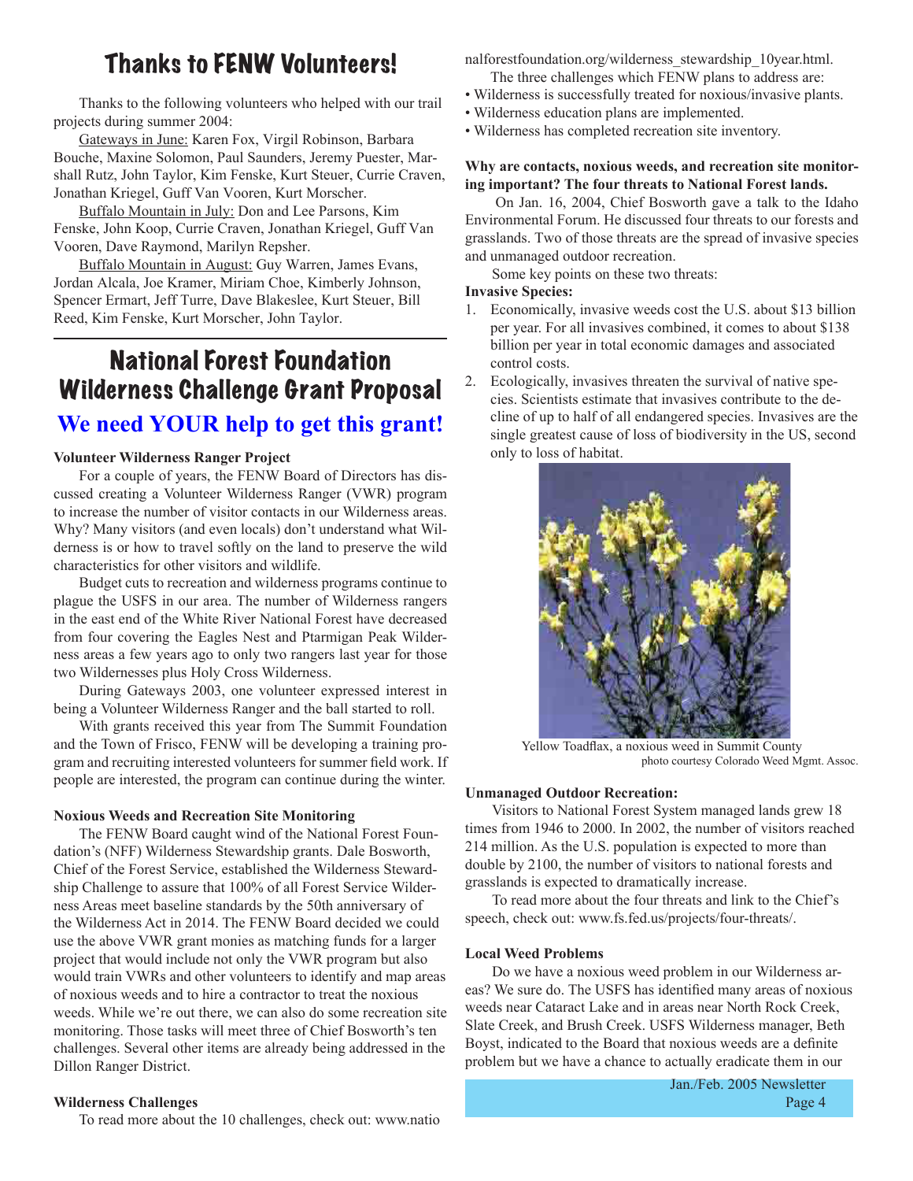# Thanks to FENW Volunteers!

Thanks to the following volunteers who helped with our trail projects during summer 2004:

Gateways in June: Karen Fox, Virgil Robinson, Barbara Bouche, Maxine Solomon, Paul Saunders, Jeremy Puester, Marshall Rutz, John Taylor, Kim Fenske, Kurt Steuer, Currie Craven, Jonathan Kriegel, Guff Van Vooren, Kurt Morscher.

Buffalo Mountain in July: Don and Lee Parsons, Kim Fenske, John Koop, Currie Craven, Jonathan Kriegel, Guff Van Vooren, Dave Raymond, Marilyn Repsher.

Buffalo Mountain in August: Guy Warren, James Evans, Jordan Alcala, Joe Kramer, Miriam Choe, Kimberly Johnson, Spencer Ermart, Jeff Turre, Dave Blakeslee, Kurt Steuer, Bill Reed, Kim Fenske, Kurt Morscher, John Taylor.

# National Forest Foundation Wilderness Challenge Grant Proposal

## We need YOUR help to get this grant!

**Volunteer Wilderness Ranger Project**

For a couple of years, the FENW Board of Directors has discussed creating a Volunteer Wilderness Ranger (VWR) program to increase the number of visitor contacts in our Wilderness areas. Why? Many visitors (and even locals) don't understand what Wilderness is or how to travel softly on the land to preserve the wild characteristics for other visitors and wildlife.

Budget cuts to recreation and wilderness programs continue to plague the USFS in our area. The number of Wilderness rangers in the east end of the White River National Forest have decreased from four covering the Eagles Nest and Ptarmigan Peak Wilderness areas a few years ago to only two rangers last year for those two Wildernesses plus Holy Cross Wilderness.

During Gateways 2003, one volunteer expressed interest in being a Volunteer Wilderness Ranger and the ball started to roll.

With grants received this year from The Summit Foundation and the Town of Frisco, FENW will be developing a training program and recruiting interested volunteers for summer field work. If people are interested, the program can continue during the winter.

**Noxious Weeds and Recreation Site Monitoring**

The FENW Board caught wind of the National Forest Foundation's (NFF) Wilderness Stewardship grants. Dale Bosworth, Chief of the Forest Service, established the Wilderness Stewardship Challenge to assure that 100% of all Forest Service Wilderness Areas meet baseline standards by the 50th anniversary of the Wilderness Act in 2014. The FENW Board decided we could use the above VWR grant monies as matching funds for a larger project that would include not only the VWR program but also would train VWRs and other volunteers to identify and map areas of noxious weeds and to hire a contractor to treat the noxious weeds. While we're out there, we can also do some recreation site monitoring. Those tasks will meet three of Chief Bosworth's ten challenges. Several other items are already being addressed in the Dillon Ranger District.

**Wilderness Challenges**

To read more about the 10 challenges, check out: www.nationalforestfoundation.org/wilderness_stewardship_10year.html.

The three challenges which FENW plans to address are:

- Wilderness is successfully treated for noxious/invasive plants.
- Wilderness education plans are implemented.
- Wilderness has completed recreation site inventory.

**Why are contacts, noxious weeds, and recreation site monitoring important? The four threats to National Forest lands.**

On Jan. 16, 2004, Chief Bosworth gave a talk to the Idaho Environmental Forum. He discussed four threats to our forests and grasslands. Two of those threats are the spread of invasive species and unmanaged outdoor recreation.

Some key points on these two threats:

**Invasive Species:**

1. Economically, invasive weeds cost the U.S. about $13 billion per year. For all invasives combined, it comes to about $138 billion per year in total economic damages and associated control costs.
2. Ecologically, invasives threaten the survival of native species. Scientists estimate that invasives contribute to the decline of up to half of all endangered species. Invasives are the single greatest cause of loss of biodiversity in the US, second only to loss of habitat.

Yellow Toadflax, a noxious weed in Summit County
photo courtesy Colorado Weed Mgmt. Assoc.

**Unmanaged Outdoor Recreation:**

Visitors to National Forest System managed lands grew 18 times from 1946 to 2000. In 2002, the number of visitors reached 214 million. As the U.S. population is expected to more than double by 2100, the number of visitors to national forests and grasslands is expected to dramatically increase.

To read more about the four threats and link to the Chief's speech, check out: www.fs.fed.us/projects/four-threats/.

**Local Weed Problems**

Do we have a noxious weed problem in our Wilderness areas? We sure do. The USFS has identified many areas of noxious weeds near Cataract Lake and in areas near North Rock Creek, Slate Creek, and Brush Creek. USFS Wilderness manager, Beth Boyst, indicated to the Board that noxious weeds are a definite problem but we have a chance to actually eradicate them in our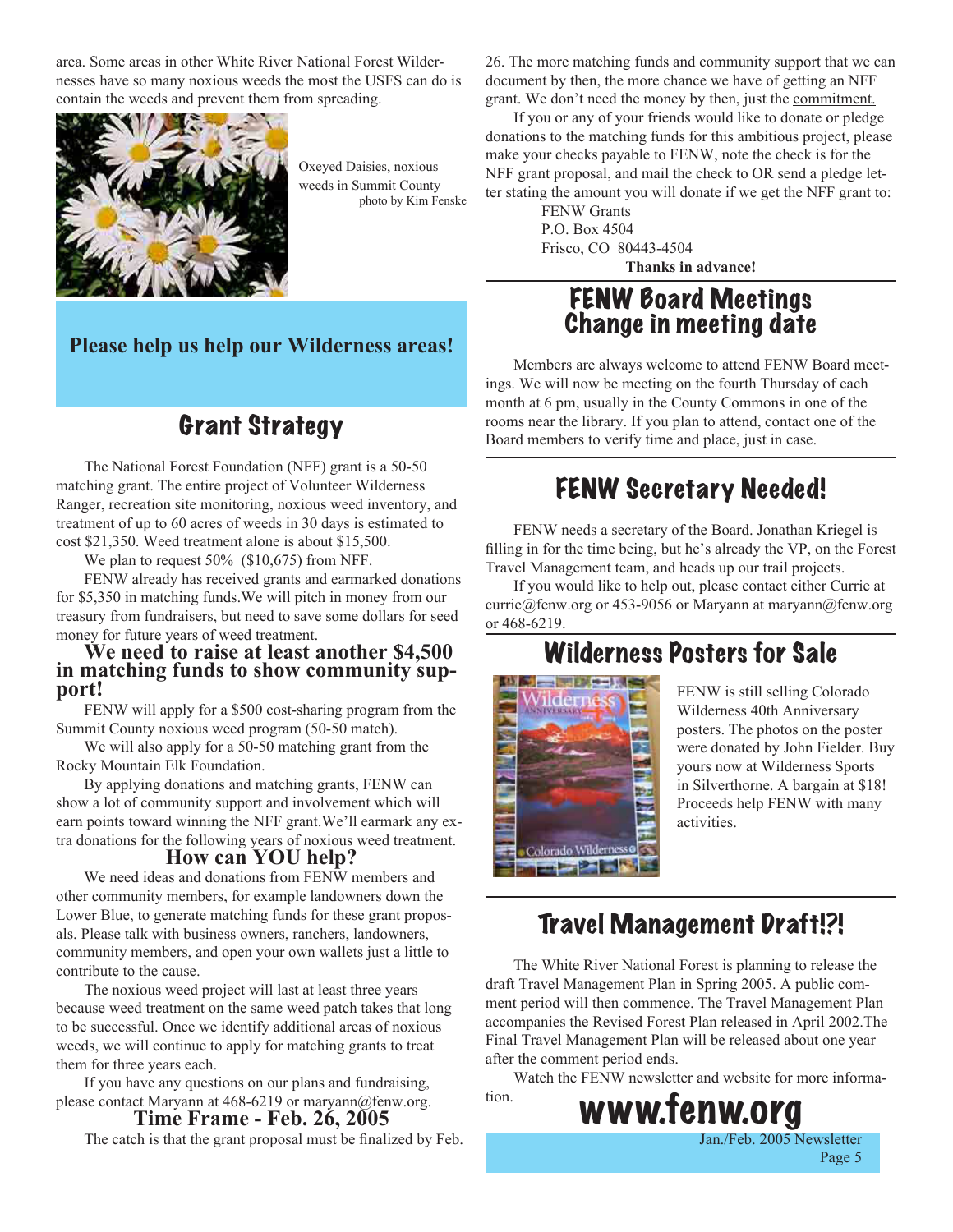area. Some areas in other White River National Forest Wildernesses have so many noxious weeds the most the USFS can do is contain the weeds and prevent them from spreading.

Oxeyed Daisies, noxious weeds in Summit County
photo by Kim Fenske

**Please help us help our Wilderness areas!**

## Grant Strategy

The National Forest Foundation (NFF) grant is a 50-50 matching grant. The entire project of Volunteer Wilderness Ranger, recreation site monitoring, noxious weed inventory, and treatment of up to 60 acres of weeds in 30 days is estimated to cost $21,350. Weed treatment alone is about $15,500.

We plan to request 50% ($10,675) from NFF.

FENW already has received grants and earmarked donations for $5,350 in matching funds.We will pitch in money from our treasury from fundraisers, but need to save some dollars for seed money for future years of weed treatment.

**We need to raise at least another $4,500 in matching funds to show community support!**

FENW will apply for a $500 cost-sharing program from the Summit County noxious weed program (50-50 match).

We will also apply for a 50-50 matching grant from the Rocky Mountain Elk Foundation.

By applying donations and matching grants, FENW can show a lot of community support and involvement which will earn points toward winning the NFF grant.We'll earmark any extra donations for the following years of noxious weed treatment.

**How can YOU help?**

We need ideas and donations from FENW members and other community members, for example landowners down the Lower Blue, to generate matching funds for these grant proposals. Please talk with business owners, ranchers, landowners, community members, and open your own wallets just a little to contribute to the cause.

The noxious weed project will last at least three years because weed treatment on the same weed patch takes that long to be successful. Once we identify additional areas of noxious weeds, we will continue to apply for matching grants to treat them for three years each.

If you have any questions on our plans and fundraising, please contact Maryann at 468-6219 or maryann@fenw.org.

**Time Frame - Feb. 26, 2005**

The catch is that the grant proposal must be finalized by Feb. 26. The more matching funds and community support that we can document by then, the more chance we have of getting an NFF grant. We don't need the money by then, just the commitment.

If you or any of your friends would like to donate or pledge donations to the matching funds for this ambitious project, please make your checks payable to FENW, note the check is for the NFF grant proposal, and mail the check to OR send a pledge letter stating the amount you will donate if we get the NFF grant to:

FENW Grants
P.O. Box 4504
Frisco, CO 80443-4504

**Thanks in advance!**

## FENW Board Meetings Change in meeting date

Members are always welcome to attend FENW Board meetings. We will now be meeting on the fourth Thursday of each month at 6 pm, usually in the County Commons in one of the rooms near the library. If you plan to attend, contact one of the Board members to verify time and place, just in case.

## FENW Secretary Needed!

FENW needs a secretary of the Board. Jonathan Kriegel is filling in for the time being, but he's already the VP, on the Forest Travel Management team, and heads up our trail projects.

If you would like to help out, please contact either Currie at currie@fenw.org or 453-9056 or Maryann at maryann@fenw.org or 468-6219.

## Wilderness Posters for Sale

FENW is still selling Colorado Wilderness 40th Anniversary posters. The photos on the poster were donated by John Fielder. Buy yours now at Wilderness Sports in Silverthorne. A bargain at $18! Proceeds help FENW with many activities.

## Travel Management Draft!?!

The White River National Forest is planning to release the draft Travel Management Plan in Spring 2005. A public comment period will then commence. The Travel Management Plan accompanies the Revised Forest Plan released in April 2002.The Final Travel Management Plan will be released about one year after the comment period ends.

Watch the FENW newsletter and website for more information.

**www.fenw.org**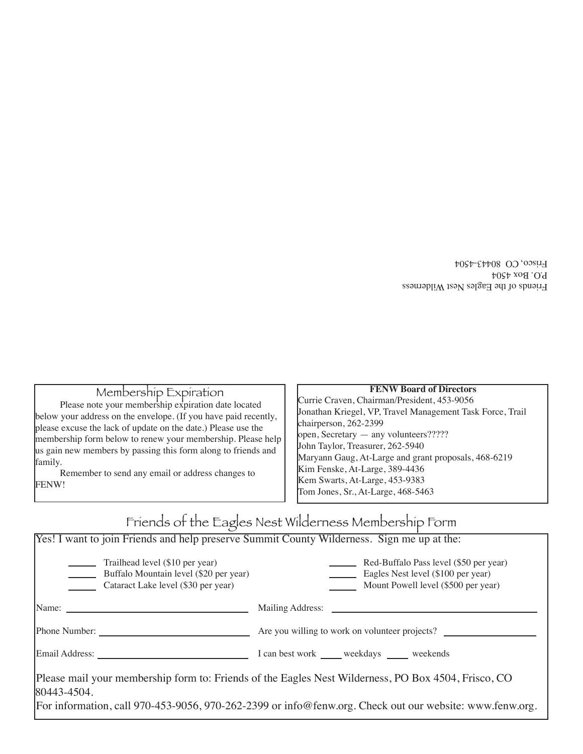Friends of the Eagles Nest Wilderness
P.O. Box 4504
Frisco, CO 80443-4504

## Membership Expiration

Please note your membership expiration date located below your address on the envelope. (If you have paid recently, please excuse the lack of update on the date.) Please use the membership form below to renew your membership. Please help us gain new members by passing this form along to friends and family.

Remember to send any email or address changes to FENW!

**FENW Board of Directors**

Currie Craven, Chairman/President, 453-9056
Jonathan Kriegel, VP, Travel Management Task Force, Trail chairperson, 262-2399
open, Secretary — any volunteers?????
John Taylor, Treasurer, 262-5940
Maryann Gaug, At-Large and grant proposals, 468-6219
Kim Fenske, At-Large, 389-4436
Kem Swarts, At-Large, 453-9383
Tom Jones, Sr., At-Large, 468-5463

## Friends of the Eagles Nest Wilderness Membership Form

Yes! I want to join Friends and help preserve Summit County Wilderness. Sign me up at the:

______ Trailhead level ($10 per year)
______ Buffalo Mountain level ($20 per year)
______ Cataract Lake level ($30 per year)
______ Red-Buffalo Pass level ($50 per year)
______ Eagles Nest level ($100 per year)
______ Mount Powell level ($500 per year)

Name: ______________________________

Mailing Address: ______________________________

Phone Number: ______________________________

Are you willing to work on volunteer projects? ______________

Email Address: ______________________________

I can best work ____ weekdays ____ weekends

Please mail your membership form to: Friends of the Eagles Nest Wilderness, PO Box 4504, Frisco, CO 80443-4504.
For information, call 970-453-9056, 970-262-2399 or info@fenw.org. Check out our website: www.fenw.org.